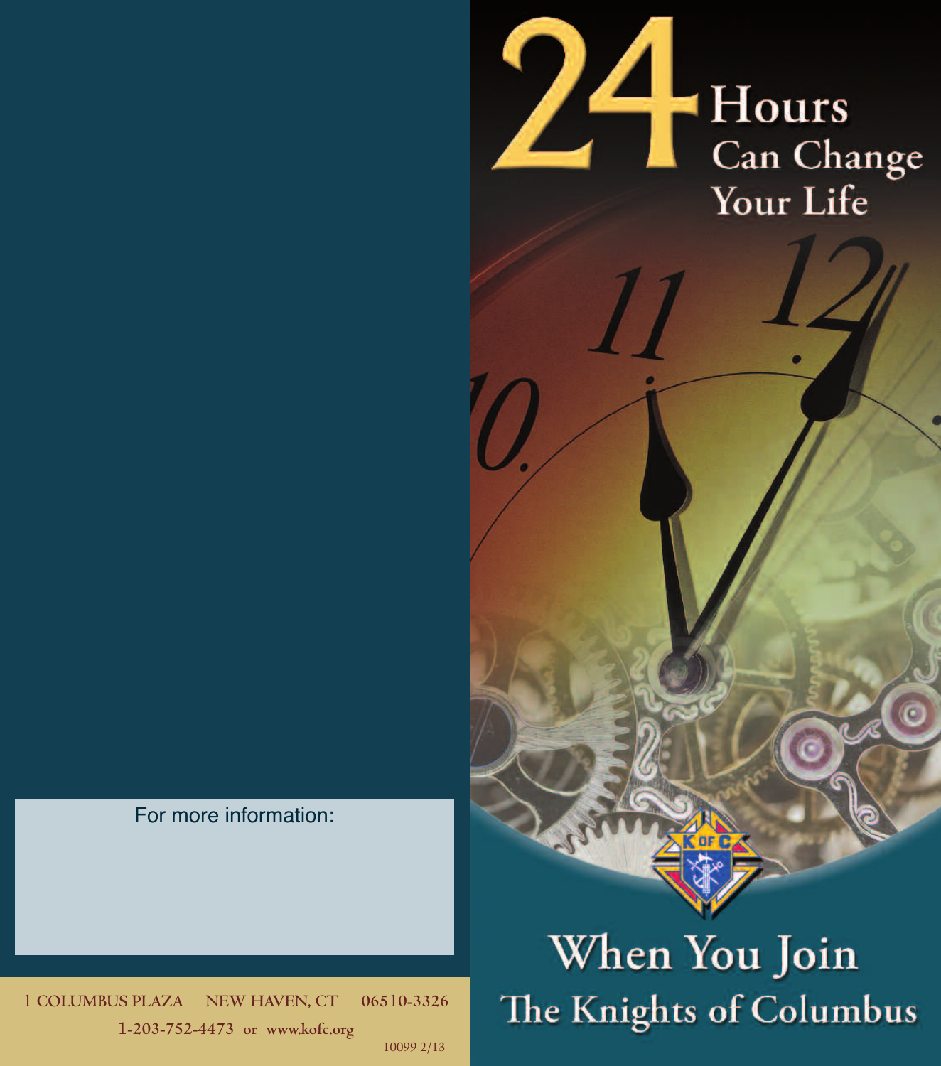# 24 Hours Can Change Your Life

## When You Join The Knights of Columbus

For more information:

1 COLUMBUS PLAZA NEW HAVEN, CT 06510-3326

1-203-752-4473 or www.kofc.org

10099 2/13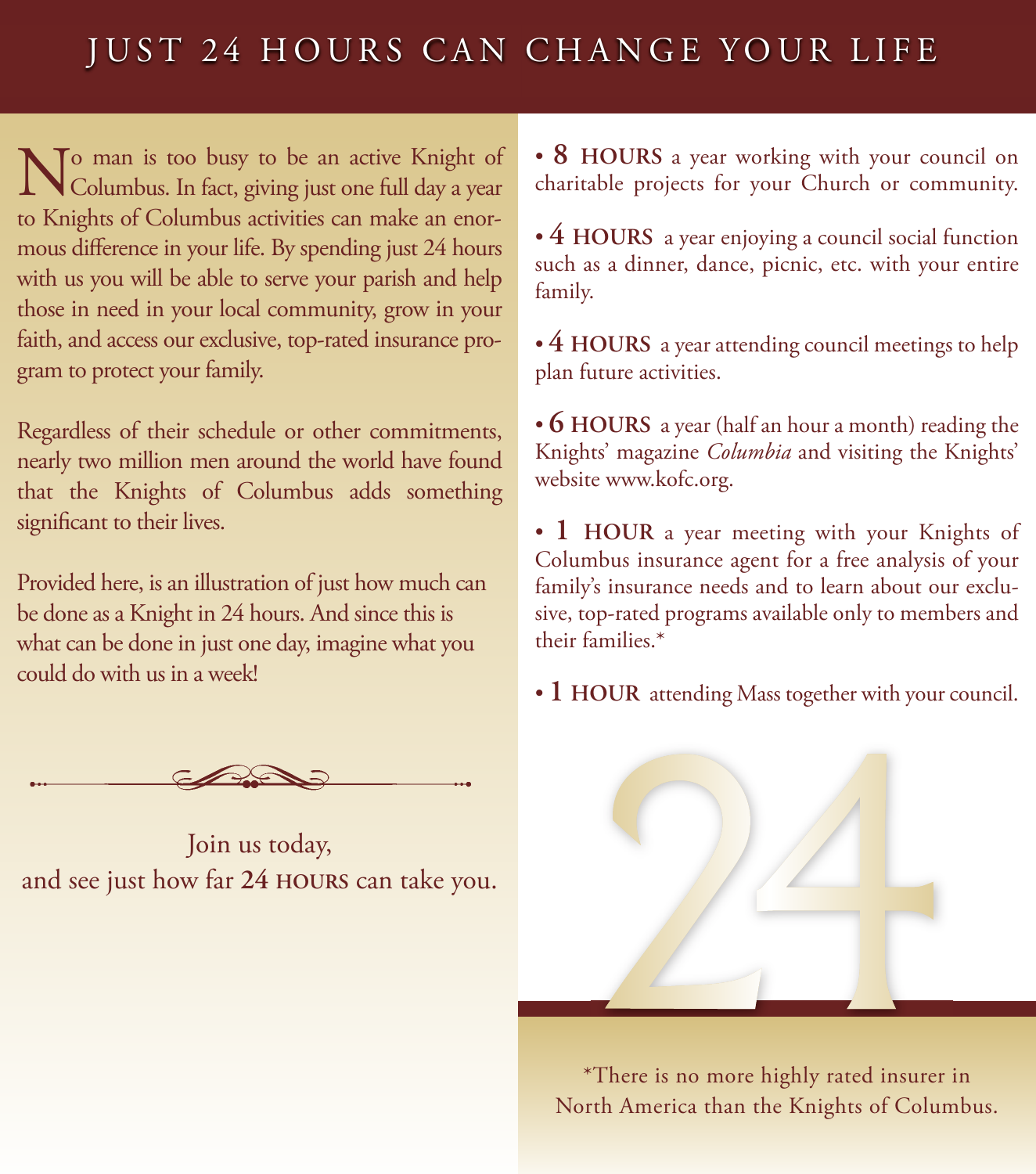# JUST 24 HOURS CAN CHANGE YOUR LIFE

No man is too busy to be an active Knight of Columbus. In fact, giving just one full day a year to Knights of Columbus activities can make an enormous difference in your life. By spending just 24 hours with us you will be able to serve your parish and help those in need in your local community, grow in your faith, and access our exclusive, top-rated insurance program to protect your family.

Regardless of their schedule or other commitments, nearly two million men around the world have found that the Knights of Columbus adds something significant to their lives.

Provided here, is an illustration of just how much can be done as a Knight in 24 hours. And since this is what can be done in just one day, imagine what you could do with us in a week!

Join us today, and see just how far **24 HOURS** can take you.

- **8 HOURS** a year working with your council on charitable projects for your Church or community.
- **4 HOURS** a year enjoying a council social function such as a dinner, dance, picnic, etc. with your entire family.
- **4 HOURS** a year attending council meetings to help plan future activities.
- **6 HOURS** a year (half an hour a month) reading the Knights' magazine *Columbia* and visiting the Knights' website www.kofc.org.
- **1 HOUR** a year meeting with your Knights of Columbus insurance agent for a free analysis of your family's insurance needs and to learn about our exclusive, top-rated programs available only to members and their families.*
- **1 HOUR** attending Mass together with your council.

24

*There is no more highly rated insurer in North America than the Knights of Columbus.